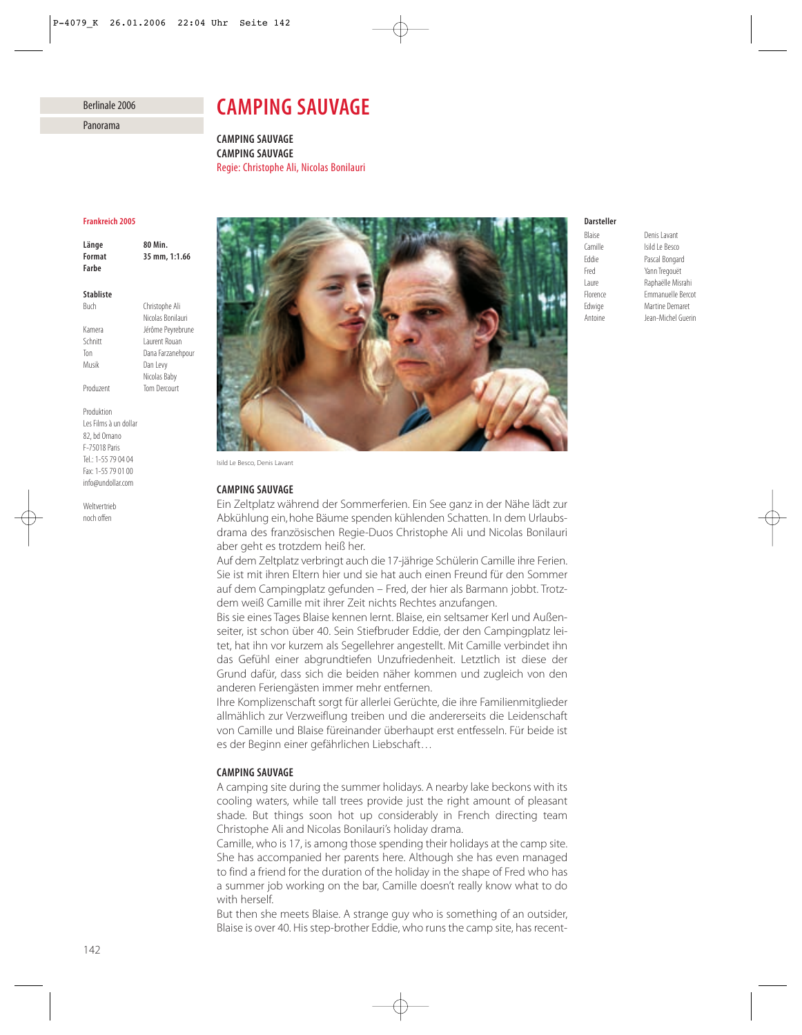Berlinale 2006

Panorama

# CAMPING SAUVAGE

**CAMPING SAUVAGE**
**CAMPING SAUVAGE**
Regie: Christophe Ali, Nicolas Bonilauri

**Frankreich 2005**

| | |
|---|---|
| **Länge** | **80 Min.** |
| **Format** | **35 mm, 1:1.66** |
| **Farbe** | |

**Stabliste**

| | |
|---|---|
| Buch | Christophe Ali<br>Nicolas Bonilauri |
| Kamera | Jérôme Peyrebrune |
| Schnitt | Laurent Rouan |
| Ton | Dana Farzanehpour |
| Musik | Dan Levy<br>Nicolas Baby |
| Produzent | Tom Dercourt |

Produktion
Les Films à un dollar
82, bd Ornano
F-75018 Paris
Tel.: 1-55 79 04 04
Fax: 1-55 79 01 00
info@undollar.com

Weltvertrieb
noch offen

**Darsteller**

| | |
|---|---|
| Blaise | Denis Lavant |
| Camille | Isild Le Besco |
| Eddie | Pascal Bongard |
| Fred | Yann Tregouët |
| Laure | Raphaëlle Misrahi |
| Florence | Emmanuelle Bercot |
| Edwige | Martine Demaret |
| Antoine | Jean-Michel Guerin |

Isild Le Besco, Denis Lavant

### CAMPING SAUVAGE

Ein Zeltplatz während der Sommerferien. Ein See ganz in der Nähe lädt zur Abkühlung ein, hohe Bäume spenden kühlenden Schatten. In dem Urlaubsdrama des französischen Regie-Duos Christophe Ali und Nicolas Bonilauri aber geht es trotzdem heiß her.

Auf dem Zeltplatz verbringt auch die 17-jährige Schülerin Camille ihre Ferien. Sie ist mit ihren Eltern hier und sie hat auch einen Freund für den Sommer auf dem Campingplatz gefunden – Fred, der hier als Barmann jobbt. Trotzdem weiß Camille mit ihrer Zeit nichts Rechtes anzufangen.

Bis sie eines Tages Blaise kennen lernt. Blaise, ein seltsamer Kerl und Außenseiter, ist schon über 40. Sein Stiefbruder Eddie, der den Campingplatz leitet, hat ihn vor kurzem als Segellehrer angestellt. Mit Camille verbindet ihn das Gefühl einer abgrundtiefen Unzufriedenheit. Letztlich ist diese der Grund dafür, dass sich die beiden näher kommen und zugleich von den anderen Feriengästen immer mehr entfernen.

Ihre Komplizenschaft sorgt für allerlei Gerüchte, die ihre Familienmitglieder allmählich zur Verzweiflung treiben und die andererseits die Leidenschaft von Camille und Blaise füreinander überhaupt erst entfesseln. Für beide ist es der Beginn einer gefährlichen Liebschaft…

### CAMPING SAUVAGE

A camping site during the summer holidays. A nearby lake beckons with its cooling waters, while tall trees provide just the right amount of pleasant shade. But things soon hot up considerably in French directing team Christophe Ali and Nicolas Bonilauri's holiday drama.

Camille, who is 17, is among those spending their holidays at the camp site. She has accompanied her parents here. Although she has even managed to find a friend for the duration of the holiday in the shape of Fred who has a summer job working on the bar, Camille doesn't really know what to do with herself.

But then she meets Blaise. A strange guy who is something of an outsider, Blaise is over 40. His step-brother Eddie, who runs the camp site, has recent-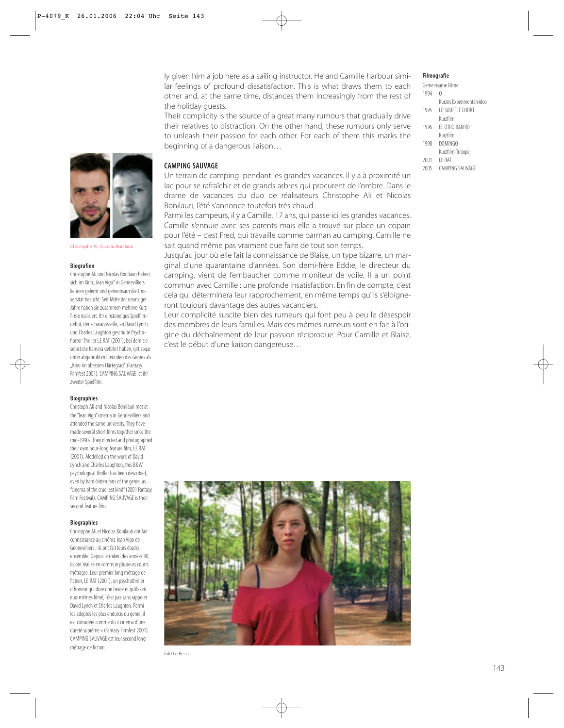ly given him a job here as a sailing instructor. He and Camille harbour similar feelings of profound dissatisfaction. This is what draws them to each other and, at the same time, distances them increasingly from the rest of the holiday guests.

Their complicity is the source of a great many rumours that gradually drive their relatives to distraction. On the other hand, these rumours only serve to unleash their passion for each other. For each of them this marks the beginning of a dangerous liaison…

### CAMPING SAUVAGE

Un terrain de camping pendant les grandes vacances. Il y a à proximité un lac pour se rafraîchir et de grands arbres qui procurent de l'ombre. Dans le drame de vacances du duo de réalisateurs Christophe Ali et Nicolas Bonilauri, l'été s'annonce toutefois très chaud.

Parmi les campeurs, il y a Camille, 17 ans, qui passe ici les grandes vacances. Camille s'ennuie avec ses parents mais elle a trouvé sur place un copain pour l'été – c'est Fred, qui travaille comme barman au camping. Camille ne sait quand même pas vraiment que faire de tout son temps.

Jusqu'au jour où elle fait la connaissance de Blaise, un type bizarre, un marginal d'une quarantaine d'années. Son demi-frère Eddie, le directeur du camping, vient de l'embaucher comme moniteur de voile. Il a un point commun avec Camille : une profonde insatisfaction. En fin de compte, c'est cela qui déterminera leur rapprochement, en même temps qu'ils s'éloigneront toujours davantage des autres vacanciers.

Leur complicité suscite bien des rumeurs qui font peu à peu le désespoir des membres de leurs familles. Mais ces mêmes rumeurs sont en fait à l'origine du déchaînement de leur passion réciproque. Pour Camille et Blaise, c'est le début d'une liaison dangereuse…

Isild Le Besco

Christophe Ali, Nicolas Bonilauri

#### Biografien

Christophe Ali und Nicolas Bonilauri haben sich im Kino „Jean Vigo" in Gennevilliers kennen gelernt und gemeinsam die Universität besucht. Seit Mitte der neunziger Jahre haben sie zusammen mehrere Kurzfilme realisiert. Ihr einstündiges Spielfilmdebüt, der schwarzweiße, an David Lynch und Charles Laughton geschulte Psychohorror-Thriller LE RAT (2001), bei dem sie selbst die Kamera geführt haben, gilt sogar unter abgebrühten Freunden des Genres als „Kino im obersten Härtegrad" (Fantasy Filmfest 2001). CAMPING SAUVAGE ist ihr zweiter Spielfilm.

#### Biographies

Christoph Ali and Nicolas Bonilauri met at the "Jean Vigo" cinema in Gennevilliers and attended the same university. They have made several short films together since the mid-1990s. They directed and photographed their own hour-long feature film, LE RAT (2001). Modelled on the work of David Lynch and Charles Laughton, this B&W psychological thriller has been described, even by hard-bitten fans of the genre, as "cinema of the cruellest kind" (2001 Fantasy Film Festival). CAMPING SAUVAGE is their second feature film.

#### Biographies

Christophe Ali et Nicolas Bonilauri ont fait connaissance au cinéma Jean Vigo de Gennevilliers ; ils ont fait leurs études ensemble. Depuis le milieu des années 90, ils ont réalisé en commun plusieurs courts métrages. Leur premier long métrage de fiction, LE RAT (2001), un psychothriller d'horreur qui dure une heure et qu'ils ont eux-mêmes filmé, n'est pas sans rappeler David Lynch et Charles Laughton. Parmi les adeptes les plus endurcis du genre, il est considéré comme du « cinéma d'une dureté suprême » (Fantasy Filmfest 2001). CAMPING SAUVAGE est leur second long métrage de fiction.

#### Filmografie

Gemeinsame Filme

1994 0
Kurzes Experimentalvideo

1995 LE SOUFFLE COURT
Kurzfilm

1996 EL OTRO BARRIO
Kurzfilm

1998 DOMINGO
Kurzfilm-Trilogie

2001 LE RAT

2005 CAMPING SAUVAGE